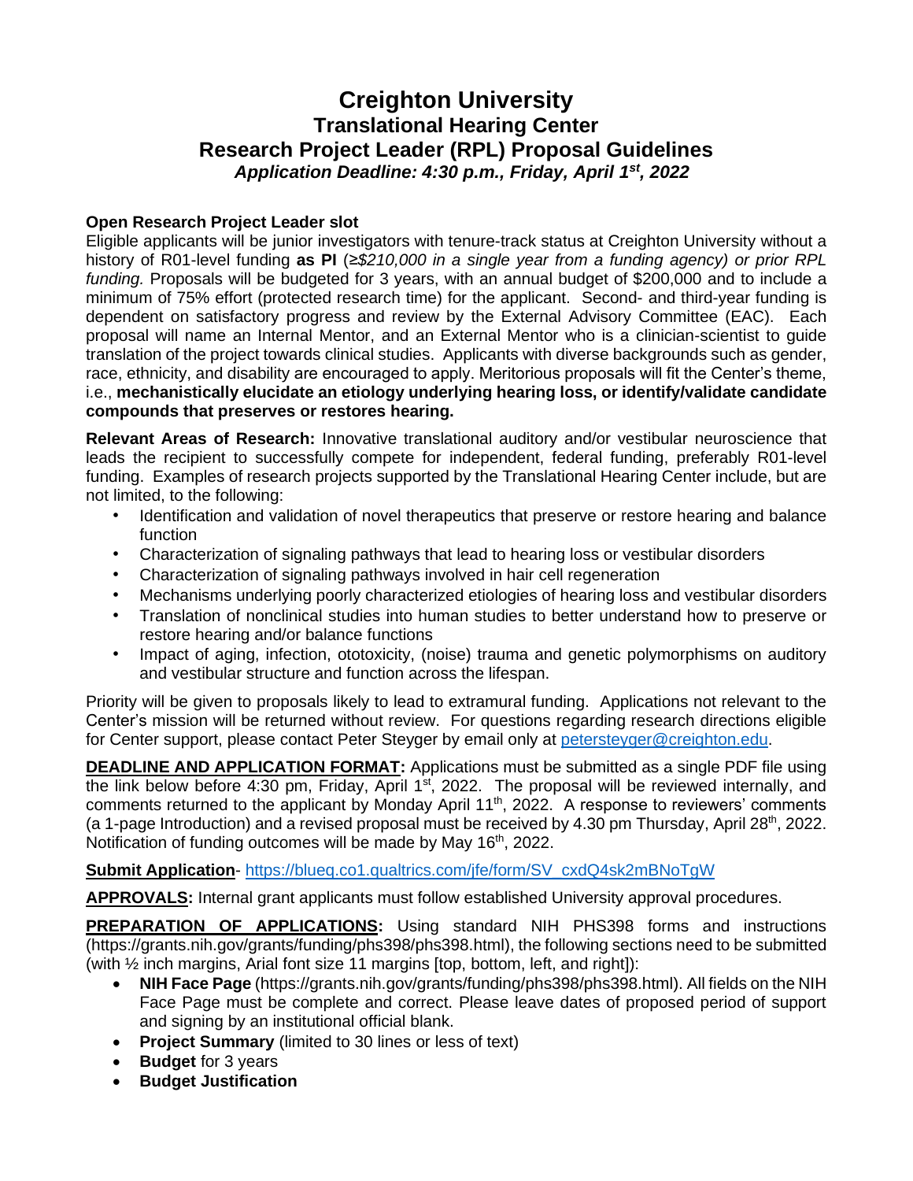# Creighton University

## Translational Hearing Center

## Research Project Leader (RPL) Proposal Guidelines

***Application Deadline: 4:30 p.m., Friday, April 1st, 2022***

**Open Research Project Leader slot**

Eligible applicants will be junior investigators with tenure-track status at Creighton University without a history of R01-level funding **as PI** (≥*$210,000 in a single year from a funding agency) or prior RPL funding.* Proposals will be budgeted for 3 years, with an annual budget of $200,000 and to include a minimum of 75% effort (protected research time) for the applicant. Second- and third-year funding is dependent on satisfactory progress and review by the External Advisory Committee (EAC). Each proposal will name an Internal Mentor, and an External Mentor who is a clinician-scientist to guide translation of the project towards clinical studies. Applicants with diverse backgrounds such as gender, race, ethnicity, and disability are encouraged to apply. Meritorious proposals will fit the Center's theme, i.e., **mechanistically elucidate an etiology underlying hearing loss, or identify/validate candidate compounds that preserves or restores hearing.**

**Relevant Areas of Research:** Innovative translational auditory and/or vestibular neuroscience that leads the recipient to successfully compete for independent, federal funding, preferably R01-level funding. Examples of research projects supported by the Translational Hearing Center include, but are not limited, to the following:

- Identification and validation of novel therapeutics that preserve or restore hearing and balance function
- Characterization of signaling pathways that lead to hearing loss or vestibular disorders
- Characterization of signaling pathways involved in hair cell regeneration
- Mechanisms underlying poorly characterized etiologies of hearing loss and vestibular disorders
- Translation of nonclinical studies into human studies to better understand how to preserve or restore hearing and/or balance functions
- Impact of aging, infection, ototoxicity, (noise) trauma and genetic polymorphisms on auditory and vestibular structure and function across the lifespan.

Priority will be given to proposals likely to lead to extramural funding. Applications not relevant to the Center's mission will be returned without review. For questions regarding research directions eligible for Center support, please contact Peter Steyger by email only at petersteyger@creighton.edu.

**DEADLINE AND APPLICATION FORMAT:** Applications must be submitted as a single PDF file using the link below before 4:30 pm, Friday, April 1st, 2022. The proposal will be reviewed internally, and comments returned to the applicant by Monday April 11th, 2022. A response to reviewers' comments (a 1-page Introduction) and a revised proposal must be received by 4.30 pm Thursday, April 28th, 2022. Notification of funding outcomes will be made by May 16th, 2022.

**Submit Application**- https://blueq.co1.qualtrics.com/jfe/form/SV_cxdQ4sk2mBNoTgW

**APPROVALS:** Internal grant applicants must follow established University approval procedures.

**PREPARATION OF APPLICATIONS:** Using standard NIH PHS398 forms and instructions (https://grants.nih.gov/grants/funding/phs398/phs398.html), the following sections need to be submitted (with ½ inch margins, Arial font size 11 margins [top, bottom, left, and right]):

- **NIH Face Page** (https://grants.nih.gov/grants/funding/phs398/phs398.html). All fields on the NIH Face Page must be complete and correct. Please leave dates of proposed period of support and signing by an institutional official blank.
- **Project Summary** (limited to 30 lines or less of text)
- **Budget** for 3 years
- **Budget Justification**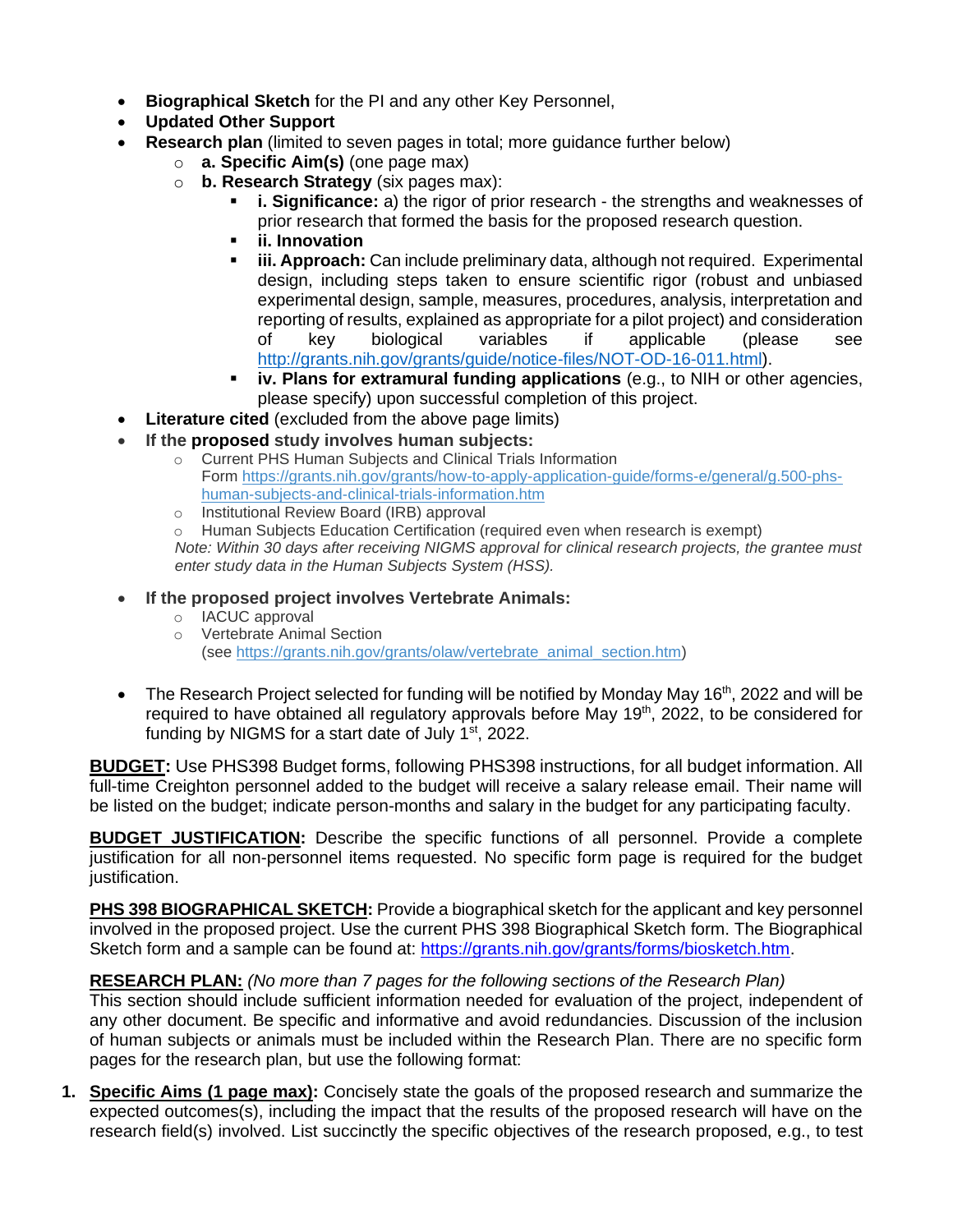- **Biographical Sketch** for the PI and any other Key Personnel,
- **Updated Other Support**
- **Research plan** (limited to seven pages in total; more guidance further below)
  - **a. Specific Aim(s)** (one page max)
  - **b. Research Strategy** (six pages max):
    - **i. Significance:** a) the rigor of prior research - the strengths and weaknesses of prior research that formed the basis for the proposed research question.
    - **ii. Innovation**
    - **iii. Approach:** Can include preliminary data, although not required. Experimental design, including steps taken to ensure scientific rigor (robust and unbiased experimental design, sample, measures, procedures, analysis, interpretation and reporting of results, explained as appropriate for a pilot project) and consideration of key biological variables if applicable (please see http://grants.nih.gov/grants/guide/notice-files/NOT-OD-16-011.html).
    - **iv. Plans for extramural funding applications** (e.g., to NIH or other agencies, please specify) upon successful completion of this project.
- **Literature cited** (excluded from the above page limits)
- **If the proposed study involves human subjects:**
  - Current PHS Human Subjects and Clinical Trials Information Form https://grants.nih.gov/grants/how-to-apply-application-guide/forms-e/general/g.500-phs-human-subjects-and-clinical-trials-information.htm
  - Institutional Review Board (IRB) approval
  - Human Subjects Education Certification (required even when research is exempt)

  *Note: Within 30 days after receiving NIGMS approval for clinical research projects, the grantee must enter study data in the Human Subjects System (HSS).*
- **If the proposed project involves Vertebrate Animals:**
  - IACUC approval
  - Vertebrate Animal Section (see https://grants.nih.gov/grants/olaw/vertebrate_animal_section.htm)

- The Research Project selected for funding will be notified by Monday May 16th, 2022 and will be required to have obtained all regulatory approvals before May 19th, 2022, to be considered for funding by NIGMS for a start date of July 1st, 2022.

**BUDGET:** Use PHS398 Budget forms, following PHS398 instructions, for all budget information. All full-time Creighton personnel added to the budget will receive a salary release email. Their name will be listed on the budget; indicate person-months and salary in the budget for any participating faculty.

**BUDGET JUSTIFICATION:** Describe the specific functions of all personnel. Provide a complete justification for all non-personnel items requested. No specific form page is required for the budget justification.

**PHS 398 BIOGRAPHICAL SKETCH:** Provide a biographical sketch for the applicant and key personnel involved in the proposed project. Use the current PHS 398 Biographical Sketch form. The Biographical Sketch form and a sample can be found at: https://grants.nih.gov/grants/forms/biosketch.htm.

**RESEARCH PLAN:** *(No more than 7 pages for the following sections of the Research Plan)*
This section should include sufficient information needed for evaluation of the project, independent of any other document. Be specific and informative and avoid redundancies. Discussion of the inclusion of human subjects or animals must be included within the Research Plan. There are no specific form pages for the research plan, but use the following format:

1. **Specific Aims (1 page max):** Concisely state the goals of the proposed research and summarize the expected outcomes(s), including the impact that the results of the proposed research will have on the research field(s) involved. List succinctly the specific objectives of the research proposed, e.g., to test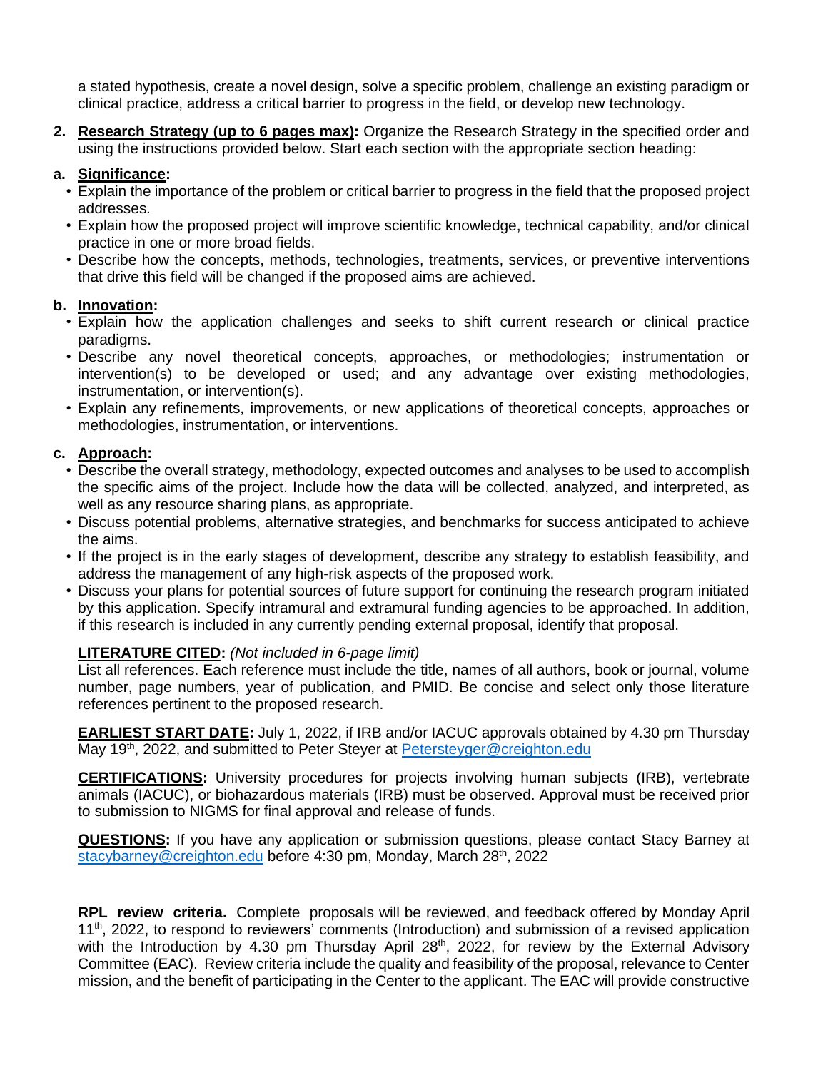a stated hypothesis, create a novel design, solve a specific problem, challenge an existing paradigm or clinical practice, address a critical barrier to progress in the field, or develop new technology.

2. **Research Strategy (up to 6 pages max):** Organize the Research Strategy in the specified order and using the instructions provided below. Start each section with the appropriate section heading:

**a. Significance:**

- Explain the importance of the problem or critical barrier to progress in the field that the proposed project addresses.
- Explain how the proposed project will improve scientific knowledge, technical capability, and/or clinical practice in one or more broad fields.
- Describe how the concepts, methods, technologies, treatments, services, or preventive interventions that drive this field will be changed if the proposed aims are achieved.

**b. Innovation:**

- Explain how the application challenges and seeks to shift current research or clinical practice paradigms.
- Describe any novel theoretical concepts, approaches, or methodologies; instrumentation or intervention(s) to be developed or used; and any advantage over existing methodologies, instrumentation, or intervention(s).
- Explain any refinements, improvements, or new applications of theoretical concepts, approaches or methodologies, instrumentation, or interventions.

**c. Approach:**

- Describe the overall strategy, methodology, expected outcomes and analyses to be used to accomplish the specific aims of the project. Include how the data will be collected, analyzed, and interpreted, as well as any resource sharing plans, as appropriate.
- Discuss potential problems, alternative strategies, and benchmarks for success anticipated to achieve the aims.
- If the project is in the early stages of development, describe any strategy to establish feasibility, and address the management of any high-risk aspects of the proposed work.
- Discuss your plans for potential sources of future support for continuing the research program initiated by this application. Specify intramural and extramural funding agencies to be approached. In addition, if this research is included in any currently pending external proposal, identify that proposal.

**LITERATURE CITED:** *(Not included in 6-page limit)*
List all references. Each reference must include the title, names of all authors, book or journal, volume number, page numbers, year of publication, and PMID. Be concise and select only those literature references pertinent to the proposed research.

**EARLIEST START DATE:** July 1, 2022, if IRB and/or IACUC approvals obtained by 4.30 pm Thursday May 19th, 2022, and submitted to Peter Steyer at Petersteyger@creighton.edu

**CERTIFICATIONS:** University procedures for projects involving human subjects (IRB), vertebrate animals (IACUC), or biohazardous materials (IRB) must be observed. Approval must be received prior to submission to NIGMS for final approval and release of funds.

**QUESTIONS:** If you have any application or submission questions, please contact Stacy Barney at stacybarney@creighton.edu before 4:30 pm, Monday, March 28th, 2022

**RPL review criteria.** Complete proposals will be reviewed, and feedback offered by Monday April 11th, 2022, to respond to reviewers' comments (Introduction) and submission of a revised application with the Introduction by 4.30 pm Thursday April 28th, 2022, for review by the External Advisory Committee (EAC). Review criteria include the quality and feasibility of the proposal, relevance to Center mission, and the benefit of participating in the Center to the applicant. The EAC will provide constructive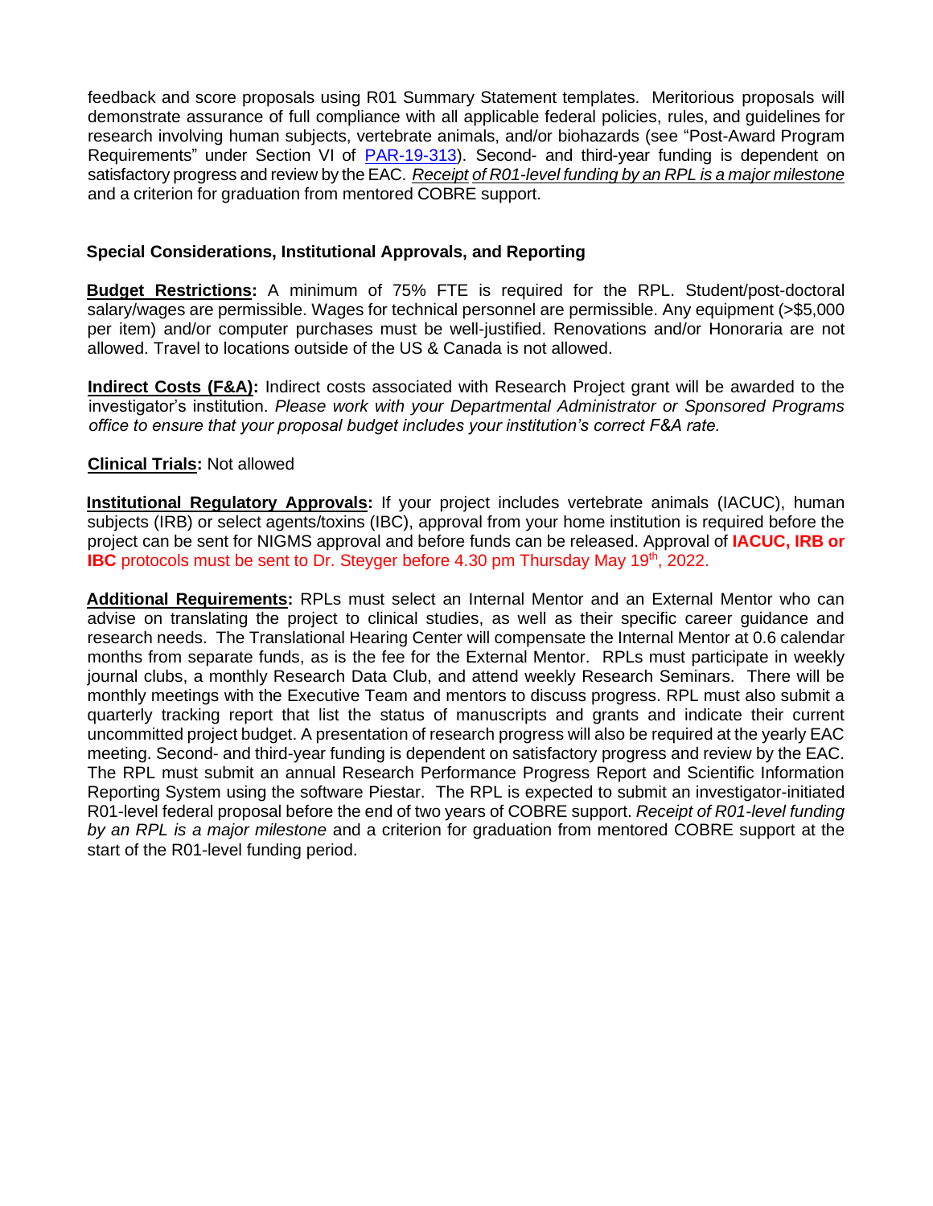feedback and score proposals using R01 Summary Statement templates. Meritorious proposals will demonstrate assurance of full compliance with all applicable federal policies, rules, and guidelines for research involving human subjects, vertebrate animals, and/or biohazards (see "Post-Award Program Requirements" under Section VI of [PAR-19-313](PAR-19-313)). Second- and third-year funding is dependent on satisfactory progress and review by the EAC. *Receipt of R01-level funding by an RPL is a major milestone* and a criterion for graduation from mentored COBRE support.

### Special Considerations, Institutional Approvals, and Reporting

**Budget Restrictions:** A minimum of 75% FTE is required for the RPL. Student/post-doctoral salary/wages are permissible. Wages for technical personnel are permissible. Any equipment (>$5,000 per item) and/or computer purchases must be well-justified. Renovations and/or Honoraria are not allowed. Travel to locations outside of the US & Canada is not allowed.

**Indirect Costs (F&A):** Indirect costs associated with Research Project grant will be awarded to the investigator's institution. *Please work with your Departmental Administrator or Sponsored Programs office to ensure that your proposal budget includes your institution's correct F&A rate.*

**Clinical Trials:** Not allowed

**Institutional Regulatory Approvals:** If your project includes vertebrate animals (IACUC), human subjects (IRB) or select agents/toxins (IBC), approval from your home institution is required before the project can be sent for NIGMS approval and before funds can be released. Approval of **IACUC, IRB or IBC** protocols must be sent to Dr. Steyger before 4.30 pm Thursday May 19th, 2022.

**Additional Requirements:** RPLs must select an Internal Mentor and an External Mentor who can advise on translating the project to clinical studies, as well as their specific career guidance and research needs. The Translational Hearing Center will compensate the Internal Mentor at 0.6 calendar months from separate funds, as is the fee for the External Mentor. RPLs must participate in weekly journal clubs, a monthly Research Data Club, and attend weekly Research Seminars. There will be monthly meetings with the Executive Team and mentors to discuss progress. RPL must also submit a quarterly tracking report that list the status of manuscripts and grants and indicate their current uncommitted project budget. A presentation of research progress will also be required at the yearly EAC meeting. Second- and third-year funding is dependent on satisfactory progress and review by the EAC. The RPL must submit an annual Research Performance Progress Report and Scientific Information Reporting System using the software Piestar. The RPL is expected to submit an investigator-initiated R01-level federal proposal before the end of two years of COBRE support. *Receipt of R01-level funding by an RPL is a major milestone* and a criterion for graduation from mentored COBRE support at the start of the R01-level funding period.